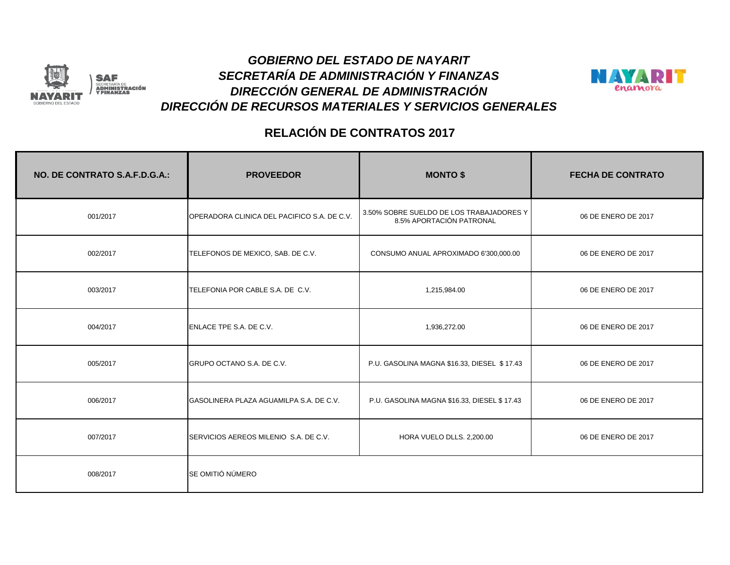# GOBIERNO DEL ESTADO DE NAYARIT
# SECRETARÍA DE ADMINISTRACIÓN Y FINANZAS
# DIRECCIÓN GENERAL DE ADMINISTRACIÓN
# DIRECCIÓN DE RECURSOS MATERIALES Y SERVICIOS GENERALES

## RELACIÓN DE CONTRATOS 2017

| NO. DE CONTRATO S.A.F.D.G.A.: | PROVEEDOR | MONTO $ | FECHA DE CONTRATO |
|---|---|---|---|
| 001/2017 | OPERADORA CLINICA DEL PACIFICO S.A. DE C.V. | 3.50% SOBRE SUELDO DE LOS TRABAJADORES Y 8.5% APORTACIÓN PATRONAL | 06 DE ENERO DE 2017 |
| 002/2017 | TELEFONOS DE MEXICO, SAB. DE C.V. | CONSUMO ANUAL APROXIMADO 6'300,000.00 | 06 DE ENERO DE 2017 |
| 003/2017 | TELEFONIA POR CABLE S.A. DE C.V. | 1,215,984.00 | 06 DE ENERO DE 2017 |
| 004/2017 | ENLACE TPE S.A. DE C.V. | 1,936,272.00 | 06 DE ENERO DE 2017 |
| 005/2017 | GRUPO OCTANO S.A. DE C.V. | P.U. GASOLINA MAGNA $16.33, DIESEL $ 17.43 | 06 DE ENERO DE 2017 |
| 006/2017 | GASOLINERA PLAZA AGUAMILPA S.A. DE C.V. | P.U. GASOLINA MAGNA $16.33, DIESEL $ 17.43 | 06 DE ENERO DE 2017 |
| 007/2017 | SERVICIOS AEREOS MILENIO S.A. DE C.V. | HORA VUELO DLLS. 2,200.00 | 06 DE ENERO DE 2017 |
| 008/2017 | SE OMITIÓ NÚMERO | | |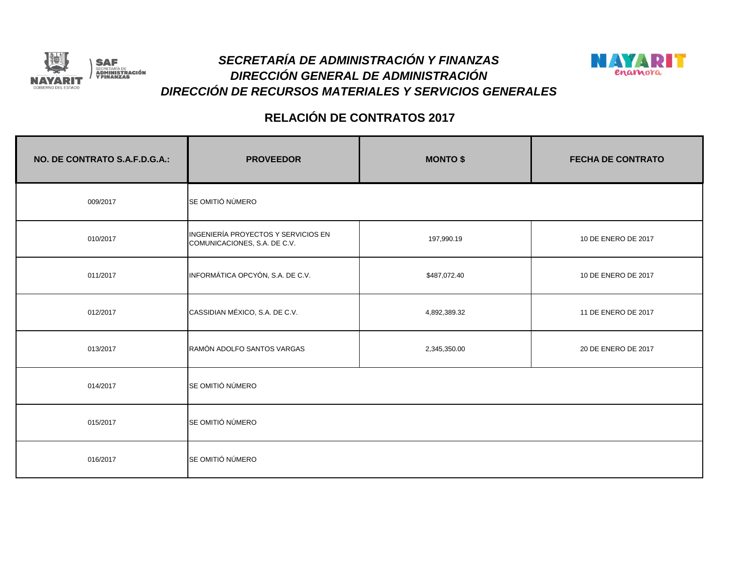# *SECRETARÍA DE ADMINISTRACIÓN Y FINANZAS*
## *DIRECCIÓN GENERAL DE ADMINISTRACIÓN*
## *DIRECCIÓN DE RECURSOS MATERIALES Y SERVICIOS GENERALES*

## RELACIÓN DE CONTRATOS 2017

| NO. DE CONTRATO S.A.F.D.G.A.: | PROVEEDOR | MONTO $ | FECHA DE CONTRATO |
|---|---|---|---|
| 009/2017 | SE OMITIÓ NÚMERO | | |
| 010/2017 | INGENIERÍA PROYECTOS Y SERVICIOS EN COMUNICACIONES, S.A. DE C.V. | 197,990.19 | 10 DE ENERO DE 2017 |
| 011/2017 | INFORMÁTICA OPCYÓN, S.A. DE C.V. | $487,072.40 | 10 DE ENERO DE 2017 |
| 012/2017 | CASSIDIAN MÉXICO, S.A. DE C.V. | 4,892,389.32 | 11 DE ENERO DE 2017 |
| 013/2017 | RAMÓN ADOLFO SANTOS VARGAS | 2,345,350.00 | 20 DE ENERO DE 2017 |
| 014/2017 | SE OMITIÓ NÚMERO | | |
| 015/2017 | SE OMITIÓ NÚMERO | | |
| 016/2017 | SE OMITIÓ NÚMERO | | |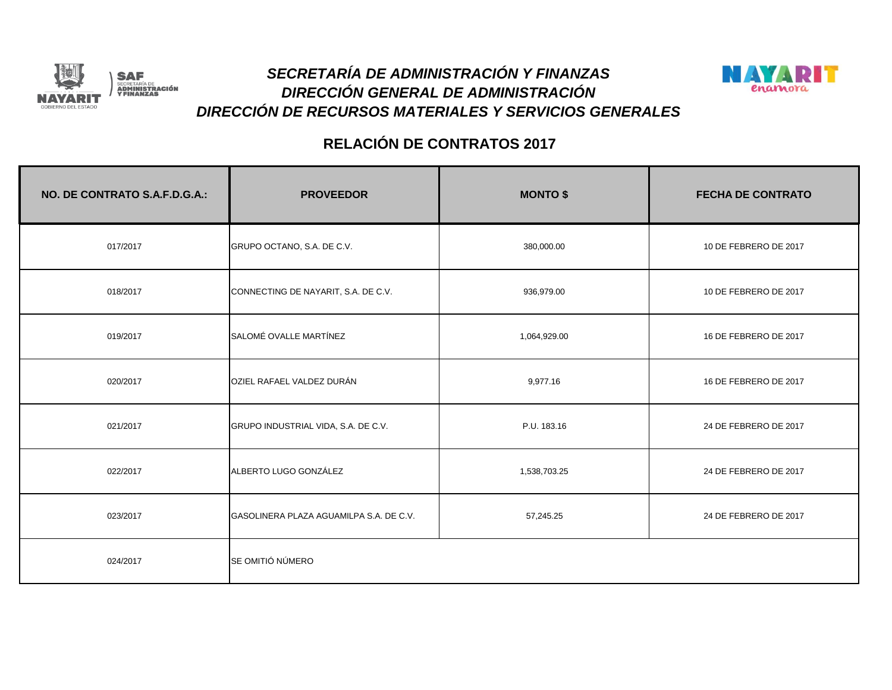# *SECRETARÍA DE ADMINISTRACIÓN Y FINANZAS*
## *DIRECCIÓN GENERAL DE ADMINISTRACIÓN*
## *DIRECCIÓN DE RECURSOS MATERIALES Y SERVICIOS GENERALES*

## RELACIÓN DE CONTRATOS 2017

| NO. DE CONTRATO S.A.F.D.G.A.: | PROVEEDOR | MONTO $ | FECHA DE CONTRATO |
|---|---|---|---|
| 017/2017 | GRUPO OCTANO, S.A. DE C.V. | 380,000.00 | 10 DE FEBRERO DE 2017 |
| 018/2017 | CONNECTING DE NAYARIT, S.A. DE C.V. | 936,979.00 | 10 DE FEBRERO DE 2017 |
| 019/2017 | SALOMÉ OVALLE MARTÍNEZ | 1,064,929.00 | 16 DE FEBRERO DE 2017 |
| 020/2017 | OZIEL RAFAEL VALDEZ DURÁN | 9,977.16 | 16 DE FEBRERO DE 2017 |
| 021/2017 | GRUPO INDUSTRIAL VIDA, S.A. DE C.V. | P.U. 183.16 | 24 DE FEBRERO DE 2017 |
| 022/2017 | ALBERTO LUGO GONZÁLEZ | 1,538,703.25 | 24 DE FEBRERO DE 2017 |
| 023/2017 | GASOLINERA PLAZA AGUAMILPA S.A. DE C.V. | 57,245.25 | 24 DE FEBRERO DE 2017 |
| 024/2017 | SE OMITIÓ NÚMERO | | |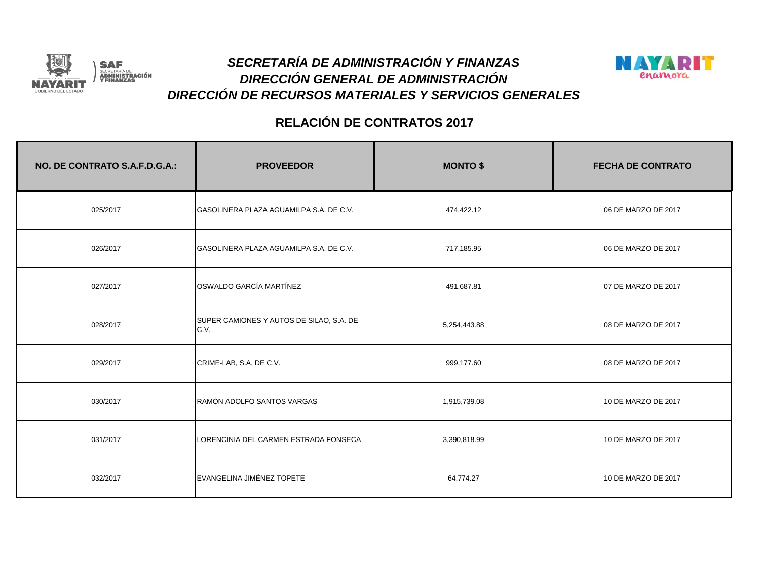# SECRETARÍA DE ADMINISTRACIÓN Y FINANZAS
# DIRECCIÓN GENERAL DE ADMINISTRACIÓN
# DIRECCIÓN DE RECURSOS MATERIALES Y SERVICIOS GENERALES

## RELACIÓN DE CONTRATOS 2017

| NO. DE CONTRATO S.A.F.D.G.A.: | PROVEEDOR | MONTO $ | FECHA DE CONTRATO |
|---|---|---|---|
| 025/2017 | GASOLINERA PLAZA AGUAMILPA S.A. DE C.V. | 474,422.12 | 06 DE MARZO DE 2017 |
| 026/2017 | GASOLINERA PLAZA AGUAMILPA S.A. DE C.V. | 717,185.95 | 06 DE MARZO DE 2017 |
| 027/2017 | OSWALDO GARCÍA MARTÍNEZ | 491,687.81 | 07 DE MARZO DE 2017 |
| 028/2017 | SUPER CAMIONES Y AUTOS DE SILAO, S.A. DE C.V. | 5,254,443.88 | 08 DE MARZO DE 2017 |
| 029/2017 | CRIME-LAB, S.A. DE C.V. | 999,177.60 | 08 DE MARZO DE 2017 |
| 030/2017 | RAMÓN ADOLFO SANTOS VARGAS | 1,915,739.08 | 10 DE MARZO DE 2017 |
| 031/2017 | LORENCINIA DEL CARMEN ESTRADA FONSECA | 3,390,818.99 | 10 DE MARZO DE 2017 |
| 032/2017 | EVANGELINA JIMÉNEZ TOPETE | 64,774.27 | 10 DE MARZO DE 2017 |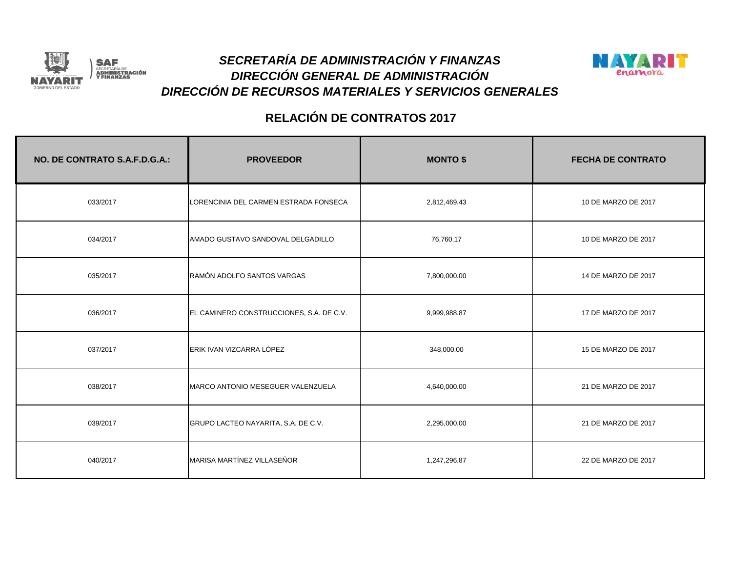# *SECRETARÍA DE ADMINISTRACIÓN Y FINANZAS*
## *DIRECCIÓN GENERAL DE ADMINISTRACIÓN*
## *DIRECCIÓN DE RECURSOS MATERIALES Y SERVICIOS GENERALES*

## RELACIÓN DE CONTRATOS 2017

| NO. DE CONTRATO S.A.F.D.G.A.: | PROVEEDOR | MONTO $ | FECHA DE CONTRATO |
|---|---|---|---|
| 033/2017 | LORENCINIA DEL CARMEN ESTRADA FONSECA | 2,812,469.43 | 10 DE MARZO DE 2017 |
| 034/2017 | AMADO GUSTAVO SANDOVAL DELGADILLO | 76,760.17 | 10 DE MARZO DE 2017 |
| 035/2017 | RAMÓN ADOLFO SANTOS VARGAS | 7,800,000.00 | 14 DE MARZO DE 2017 |
| 036/2017 | EL CAMINERO CONSTRUCCIONES, S.A. DE C.V. | 9,999,988.87 | 17 DE MARZO DE 2017 |
| 037/2017 | ERIK IVAN VIZCARRA LÓPEZ | 348,000.00 | 15 DE MARZO DE 2017 |
| 038/2017 | MARCO ANTONIO MESEGUER VALENZUELA | 4,640,000.00 | 21 DE MARZO DE 2017 |
| 039/2017 | GRUPO LACTEO NAYARITA, S.A. DE C.V. | 2,295,000.00 | 21 DE MARZO DE 2017 |
| 040/2017 | MARISA MARTÍNEZ VILLASEÑOR | 1,247,296.87 | 22 DE MARZO DE 2017 |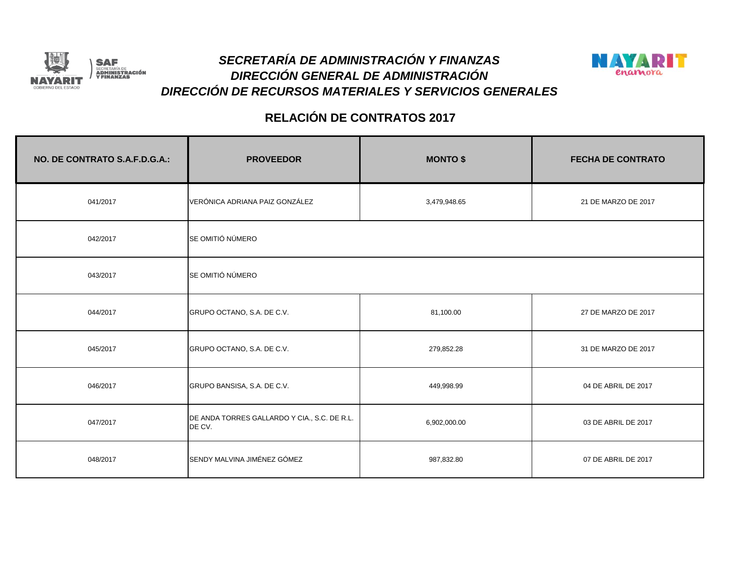# SECRETARÍA DE ADMINISTRACIÓN Y FINANZAS
## DIRECCIÓN GENERAL DE ADMINISTRACIÓN
## DIRECCIÓN DE RECURSOS MATERIALES Y SERVICIOS GENERALES

## RELACIÓN DE CONTRATOS 2017

| NO. DE CONTRATO S.A.F.D.G.A.: | PROVEEDOR | MONTO $ | FECHA DE CONTRATO |
|---|---|---|---|
| 041/2017 | VERÓNICA ADRIANA PAIZ GONZÁLEZ | 3,479,948.65 | 21 DE MARZO DE 2017 |
| 042/2017 | SE OMITIÓ NÚMERO | | |
| 043/2017 | SE OMITIÓ NÚMERO | | |
| 044/2017 | GRUPO OCTANO, S.A. DE C.V. | 81,100.00 | 27 DE MARZO DE 2017 |
| 045/2017 | GRUPO OCTANO, S.A. DE C.V. | 279,852.28 | 31 DE MARZO DE 2017 |
| 046/2017 | GRUPO BANSISA, S.A. DE C.V. | 449,998.99 | 04 DE ABRIL DE 2017 |
| 047/2017 | DE ANDA TORRES GALLARDO Y CIA., S.C. DE R.L. DE CV. | 6,902,000.00 | 03 DE ABRIL DE 2017 |
| 048/2017 | SENDY MALVINA JIMÉNEZ GÓMEZ | 987,832.80 | 07 DE ABRIL DE 2017 |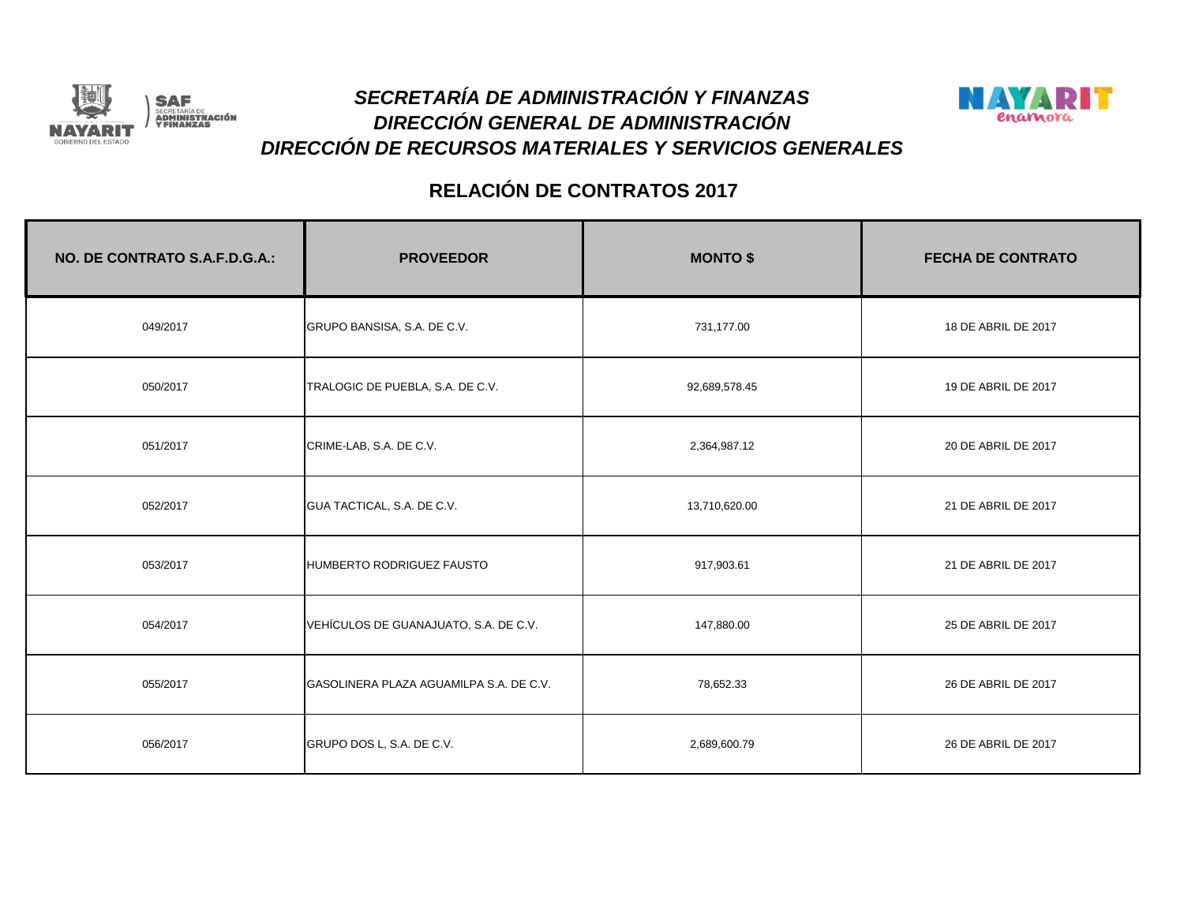# SECRETARÍA DE ADMINISTRACIÓN Y FINANZAS
## DIRECCIÓN GENERAL DE ADMINISTRACIÓN
## DIRECCIÓN DE RECURSOS MATERIALES Y SERVICIOS GENERALES

## RELACIÓN DE CONTRATOS 2017

| NO. DE CONTRATO S.A.F.D.G.A.: | PROVEEDOR | MONTO $ | FECHA DE CONTRATO |
|---|---|---|---|
| 049/2017 | GRUPO BANSISA, S.A. DE C.V. | 731,177.00 | 18 DE ABRIL DE 2017 |
| 050/2017 | TRALOGIC DE PUEBLA, S.A. DE C.V. | 92,689,578.45 | 19 DE ABRIL DE 2017 |
| 051/2017 | CRIME-LAB, S.A. DE C.V. | 2,364,987.12 | 20 DE ABRIL DE 2017 |
| 052/2017 | GUA TACTICAL, S.A. DE C.V. | 13,710,620.00 | 21 DE ABRIL DE 2017 |
| 053/2017 | HUMBERTO RODRIGUEZ FAUSTO | 917,903.61 | 21 DE ABRIL DE 2017 |
| 054/2017 | VEHÍCULOS DE GUANAJUATO, S.A. DE C.V. | 147,880.00 | 25 DE ABRIL DE 2017 |
| 055/2017 | GASOLINERA PLAZA AGUAMILPA S.A. DE C.V. | 78,652.33 | 26 DE ABRIL DE 2017 |
| 056/2017 | GRUPO DOS L, S.A. DE C.V. | 2,689,600.79 | 26 DE ABRIL DE 2017 |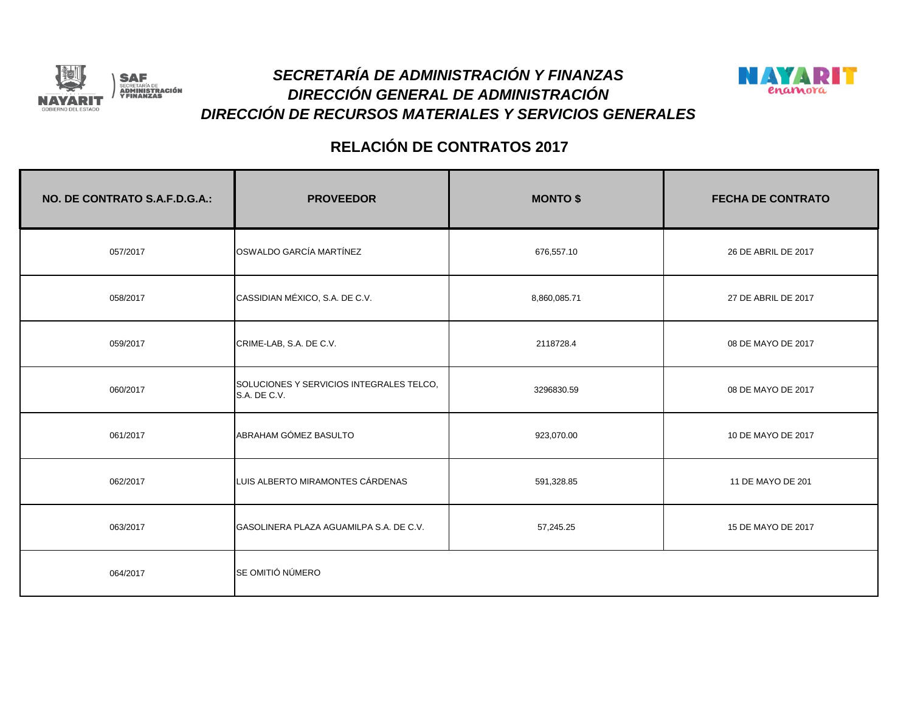# *SECRETARÍA DE ADMINISTRACIÓN Y FINANZAS*
## *DIRECCIÓN GENERAL DE ADMINISTRACIÓN*
## *DIRECCIÓN DE RECURSOS MATERIALES Y SERVICIOS GENERALES*

## RELACIÓN DE CONTRATOS 2017

| NO. DE CONTRATO S.A.F.D.G.A.: | PROVEEDOR | MONTO $ | FECHA DE CONTRATO |
|---|---|---|---|
| 057/2017 | OSWALDO GARCÍA MARTÍNEZ | 676,557.10 | 26 DE ABRIL DE 2017 |
| 058/2017 | CASSIDIAN MÉXICO, S.A. DE C.V. | 8,860,085.71 | 27 DE ABRIL DE 2017 |
| 059/2017 | CRIME-LAB, S.A. DE C.V. | 2118728.4 | 08 DE MAYO DE 2017 |
| 060/2017 | SOLUCIONES Y SERVICIOS INTEGRALES TELCO, S.A. DE C.V. | 3296830.59 | 08 DE MAYO DE 2017 |
| 061/2017 | ABRAHAM GÓMEZ BASULTO | 923,070.00 | 10 DE MAYO DE 2017 |
| 062/2017 | LUIS ALBERTO MIRAMONTES CÁRDENAS | 591,328.85 | 11 DE MAYO DE 201 |
| 063/2017 | GASOLINERA PLAZA AGUAMILPA S.A. DE C.V. | 57,245.25 | 15 DE MAYO DE 2017 |
| 064/2017 | SE OMITIÓ NÚMERO | | |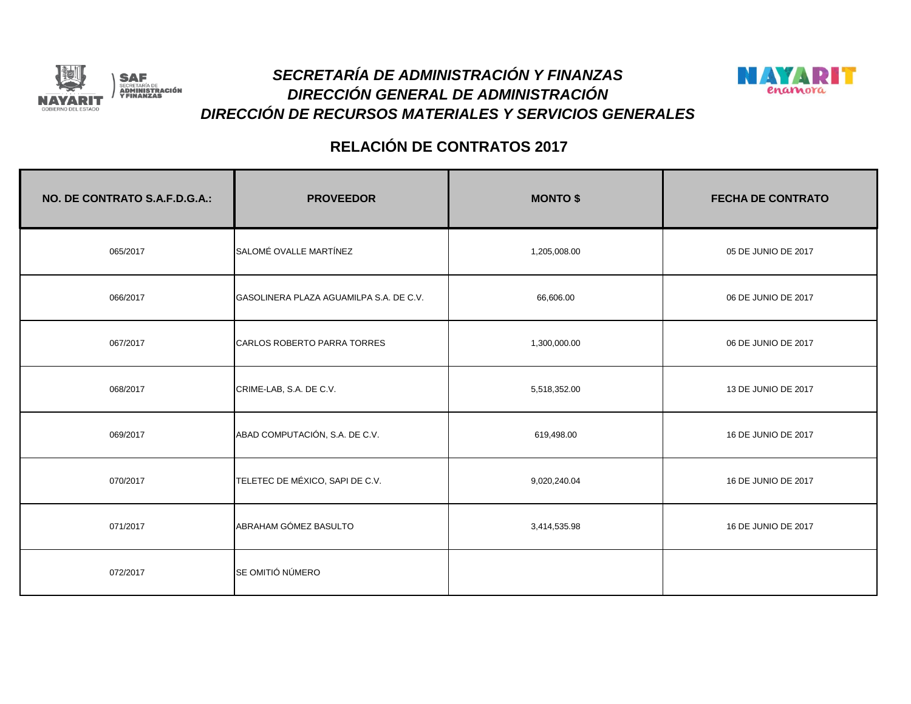# SECRETARÍA DE ADMINISTRACIÓN Y FINANZAS
## DIRECCIÓN GENERAL DE ADMINISTRACIÓN
## DIRECCIÓN DE RECURSOS MATERIALES Y SERVICIOS GENERALES

## RELACIÓN DE CONTRATOS 2017

| NO. DE CONTRATO S.A.F.D.G.A.: | PROVEEDOR | MONTO $ | FECHA DE CONTRATO |
|---|---|---|---|
| 065/2017 | SALOMÉ OVALLE MARTÍNEZ | 1,205,008.00 | 05 DE JUNIO DE 2017 |
| 066/2017 | GASOLINERA PLAZA AGUAMILPA S.A. DE C.V. | 66,606.00 | 06 DE JUNIO DE 2017 |
| 067/2017 | CARLOS ROBERTO PARRA TORRES | 1,300,000.00 | 06 DE JUNIO DE 2017 |
| 068/2017 | CRIME-LAB, S.A. DE C.V. | 5,518,352.00 | 13 DE JUNIO DE 2017 |
| 069/2017 | ABAD COMPUTACIÓN, S.A. DE C.V. | 619,498.00 | 16 DE JUNIO DE 2017 |
| 070/2017 | TELETEC DE MÉXICO, SAPI DE C.V. | 9,020,240.04 | 16 DE JUNIO DE 2017 |
| 071/2017 | ABRAHAM GÓMEZ BASULTO | 3,414,535.98 | 16 DE JUNIO DE 2017 |
| 072/2017 | SE OMITIÓ NÚMERO | | |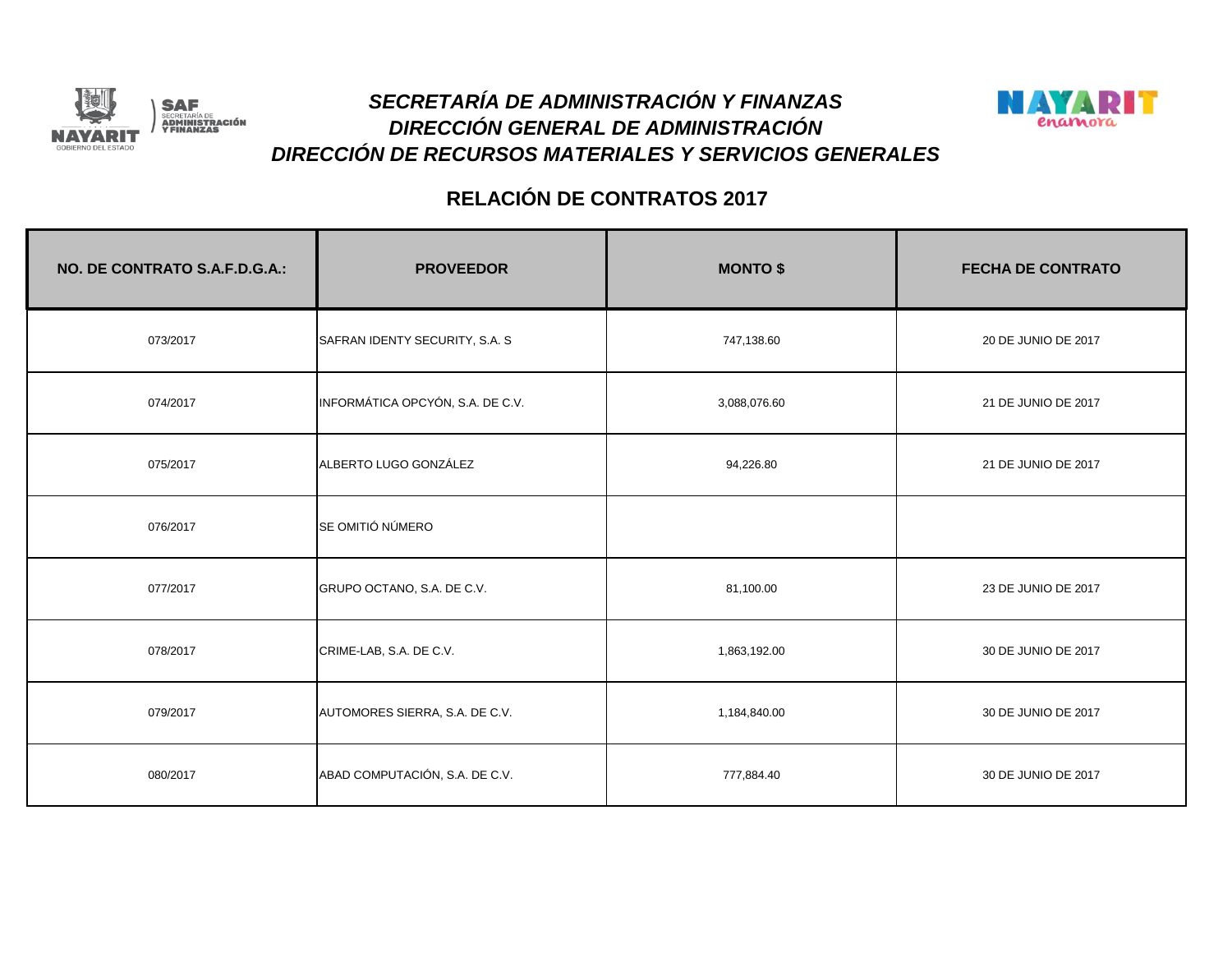# *SECRETARÍA DE ADMINISTRACIÓN Y FINANZAS*
# *DIRECCIÓN GENERAL DE ADMINISTRACIÓN*
# *DIRECCIÓN DE RECURSOS MATERIALES Y SERVICIOS GENERALES*

## RELACIÓN DE CONTRATOS 2017

| NO. DE CONTRATO S.A.F.D.G.A.: | PROVEEDOR | MONTO $ | FECHA DE CONTRATO |
|---|---|---|---|
| 073/2017 | SAFRAN IDENTY SECURITY, S.A. S | 747,138.60 | 20 DE JUNIO DE 2017 |
| 074/2017 | INFORMÁTICA OPCYÓN, S.A. DE C.V. | 3,088,076.60 | 21 DE JUNIO DE 2017 |
| 075/2017 | ALBERTO LUGO GONZÁLEZ | 94,226.80 | 21 DE JUNIO DE 2017 |
| 076/2017 | SE OMITIÓ NÚMERO | | |
| 077/2017 | GRUPO OCTANO, S.A. DE C.V. | 81,100.00 | 23 DE JUNIO DE 2017 |
| 078/2017 | CRIME-LAB, S.A. DE C.V. | 1,863,192.00 | 30 DE JUNIO DE 2017 |
| 079/2017 | AUTOMORES SIERRA, S.A. DE C.V. | 1,184,840.00 | 30 DE JUNIO DE 2017 |
| 080/2017 | ABAD COMPUTACIÓN, S.A. DE C.V. | 777,884.40 | 30 DE JUNIO DE 2017 |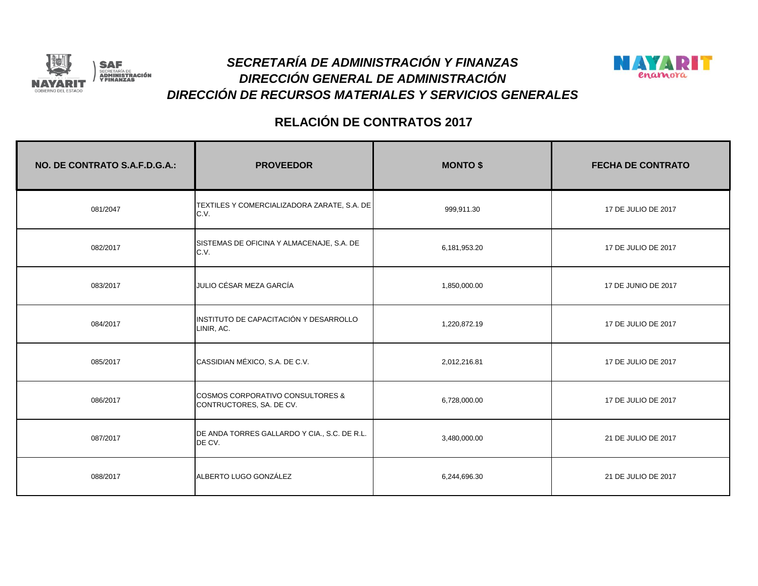# *SECRETARÍA DE ADMINISTRACIÓN Y FINANZAS*
## *DIRECCIÓN GENERAL DE ADMINISTRACIÓN*
## *DIRECCIÓN DE RECURSOS MATERIALES Y SERVICIOS GENERALES*

## RELACIÓN DE CONTRATOS 2017

| NO. DE CONTRATO S.A.F.D.G.A.: | PROVEEDOR | MONTO $ | FECHA DE CONTRATO |
|---|---|---|---|
| 081/2047 | TEXTILES Y COMERCIALIZADORA ZARATE, S.A. DE C.V. | 999,911.30 | 17 DE JULIO DE 2017 |
| 082/2017 | SISTEMAS DE OFICINA Y ALMACENAJE, S.A. DE C.V. | 6,181,953.20 | 17 DE JULIO DE 2017 |
| 083/2017 | JULIO CÉSAR MEZA GARCÍA | 1,850,000.00 | 17 DE JUNIO DE 2017 |
| 084/2017 | INSTITUTO DE CAPACITACIÓN Y DESARROLLO LINIR, AC. | 1,220,872.19 | 17 DE JULIO DE 2017 |
| 085/2017 | CASSIDIAN MÉXICO, S.A. DE C.V. | 2,012,216.81 | 17 DE JULIO DE 2017 |
| 086/2017 | COSMOS CORPORATIVO CONSULTORES & CONTRUCTORES, SA. DE CV. | 6,728,000.00 | 17 DE JULIO DE 2017 |
| 087/2017 | DE ANDA TORRES GALLARDO Y CIA., S.C. DE R.L. DE CV. | 3,480,000.00 | 21 DE JULIO DE 2017 |
| 088/2017 | ALBERTO LUGO GONZÁLEZ | 6,244,696.30 | 21 DE JULIO DE 2017 |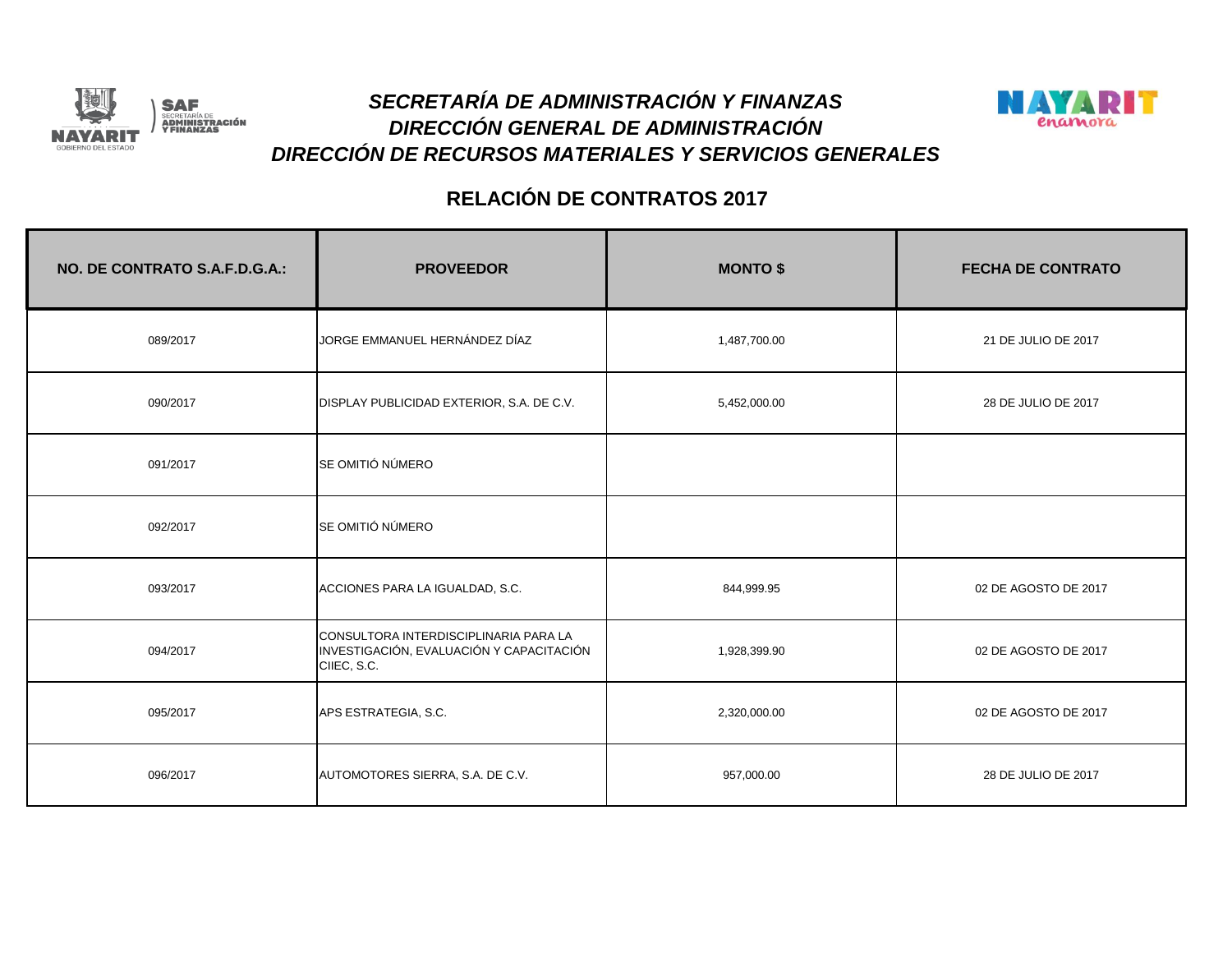# SECRETARÍA DE ADMINISTRACIÓN Y FINANZAS
## DIRECCIÓN GENERAL DE ADMINISTRACIÓN
## DIRECCIÓN DE RECURSOS MATERIALES Y SERVICIOS GENERALES

## RELACIÓN DE CONTRATOS 2017

| NO. DE CONTRATO S.A.F.D.G.A.: | PROVEEDOR | MONTO $ | FECHA DE CONTRATO |
|---|---|---|---|
| 089/2017 | JORGE EMMANUEL HERNÁNDEZ DÍAZ | 1,487,700.00 | 21 DE JULIO DE 2017 |
| 090/2017 | DISPLAY PUBLICIDAD EXTERIOR, S.A. DE C.V. | 5,452,000.00 | 28 DE JULIO DE 2017 |
| 091/2017 | SE OMITIÓ NÚMERO | | |
| 092/2017 | SE OMITIÓ NÚMERO | | |
| 093/2017 | ACCIONES PARA LA IGUALDAD, S.C. | 844,999.95 | 02 DE AGOSTO DE 2017 |
| 094/2017 | CONSULTORA INTERDISCIPLINARIA PARA LA INVESTIGACIÓN, EVALUACIÓN Y CAPACITACIÓN CIIEC, S.C. | 1,928,399.90 | 02 DE AGOSTO DE 2017 |
| 095/2017 | APS ESTRATEGIA, S.C. | 2,320,000.00 | 02 DE AGOSTO DE 2017 |
| 096/2017 | AUTOMOTORES SIERRA, S.A. DE C.V. | 957,000.00 | 28 DE JULIO DE 2017 |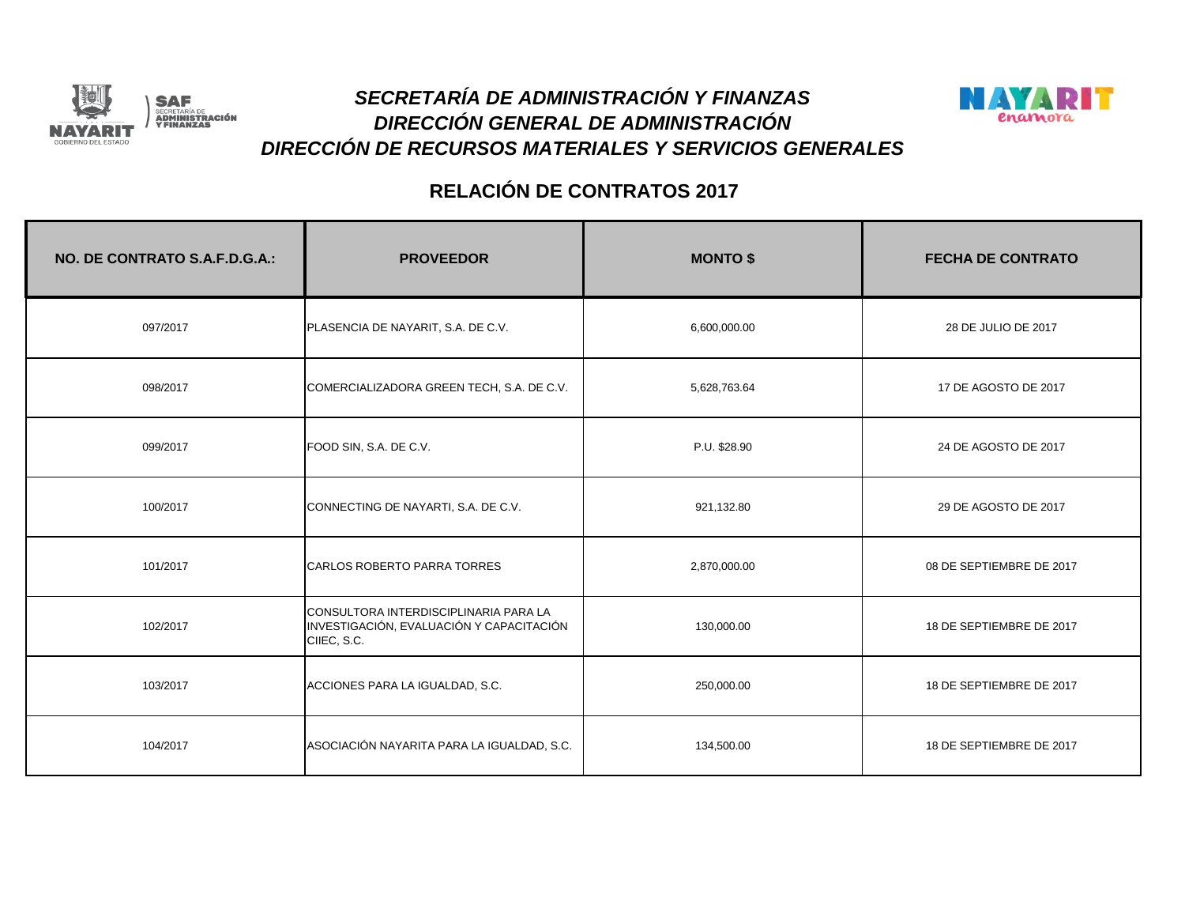# *SECRETARÍA DE ADMINISTRACIÓN Y FINANZAS*
## *DIRECCIÓN GENERAL DE ADMINISTRACIÓN*
## *DIRECCIÓN DE RECURSOS MATERIALES Y SERVICIOS GENERALES*

## RELACIÓN DE CONTRATOS 2017

| NO. DE CONTRATO S.A.F.D.G.A.: | PROVEEDOR | MONTO $ | FECHA DE CONTRATO |
|---|---|---|---|
| 097/2017 | PLASENCIA DE NAYARIT, S.A. DE C.V. | 6,600,000.00 | 28 DE JULIO DE 2017 |
| 098/2017 | COMERCIALIZADORA GREEN TECH, S.A. DE C.V. | 5,628,763.64 | 17 DE AGOSTO DE 2017 |
| 099/2017 | FOOD SIN, S.A. DE C.V. | P.U. $28.90 | 24 DE AGOSTO DE 2017 |
| 100/2017 | CONNECTING DE NAYARTI, S.A. DE C.V. | 921,132.80 | 29 DE AGOSTO DE 2017 |
| 101/2017 | CARLOS ROBERTO PARRA TORRES | 2,870,000.00 | 08 DE SEPTIEMBRE DE 2017 |
| 102/2017 | CONSULTORA INTERDISCIPLINARIA PARA LA INVESTIGACIÓN, EVALUACIÓN Y CAPACITACIÓN CIIEC, S.C. | 130,000.00 | 18 DE SEPTIEMBRE DE 2017 |
| 103/2017 | ACCIONES PARA LA IGUALDAD, S.C. | 250,000.00 | 18 DE SEPTIEMBRE DE 2017 |
| 104/2017 | ASOCIACIÓN NAYARITA PARA LA IGUALDAD, S.C. | 134,500.00 | 18 DE SEPTIEMBRE DE 2017 |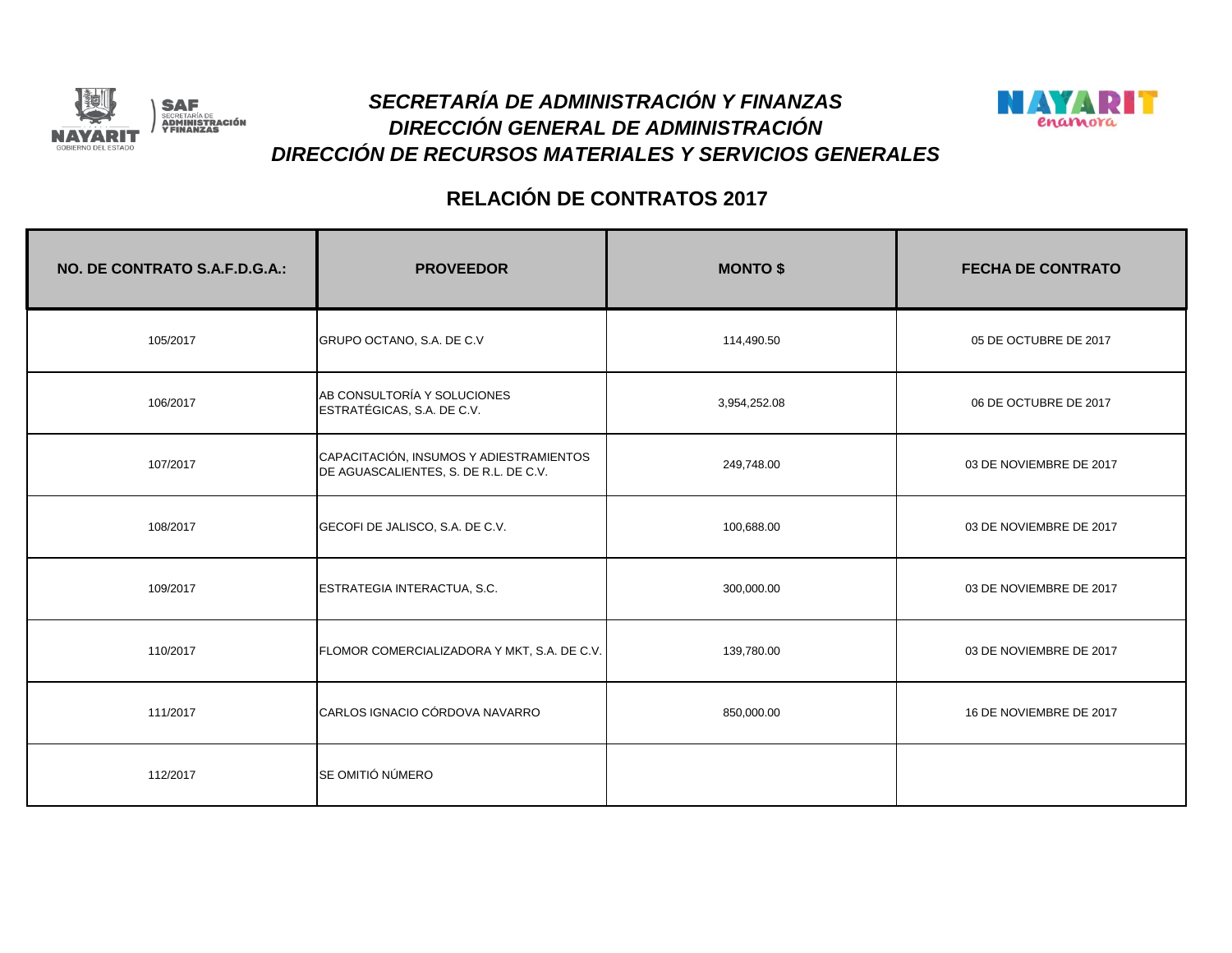# SECRETARÍA DE ADMINISTRACIÓN Y FINANZAS
# DIRECCIÓN GENERAL DE ADMINISTRACIÓN
# DIRECCIÓN DE RECURSOS MATERIALES Y SERVICIOS GENERALES

## RELACIÓN DE CONTRATOS 2017

| NO. DE CONTRATO S.A.F.D.G.A.: | PROVEEDOR | MONTO $ | FECHA DE CONTRATO |
|---|---|---|---|
| 105/2017 | GRUPO OCTANO, S.A. DE C.V | 114,490.50 | 05 DE OCTUBRE DE 2017 |
| 106/2017 | AB CONSULTORÍA Y SOLUCIONES ESTRATÉGICAS, S.A. DE C.V. | 3,954,252.08 | 06 DE OCTUBRE DE 2017 |
| 107/2017 | CAPACITACIÓN, INSUMOS Y ADIESTRAMIENTOS DE AGUASCALIENTES, S. DE R.L. DE C.V. | 249,748.00 | 03 DE NOVIEMBRE DE 2017 |
| 108/2017 | GECOFI DE JALISCO, S.A. DE C.V. | 100,688.00 | 03 DE NOVIEMBRE DE 2017 |
| 109/2017 | ESTRATEGIA INTERACTUA, S.C. | 300,000.00 | 03 DE NOVIEMBRE DE 2017 |
| 110/2017 | FLOMOR COMERCIALIZADORA Y MKT, S.A. DE C.V. | 139,780.00 | 03 DE NOVIEMBRE DE 2017 |
| 111/2017 | CARLOS IGNACIO CÓRDOVA NAVARRO | 850,000.00 | 16 DE NOVIEMBRE DE 2017 |
| 112/2017 | SE OMITIÓ NÚMERO | | |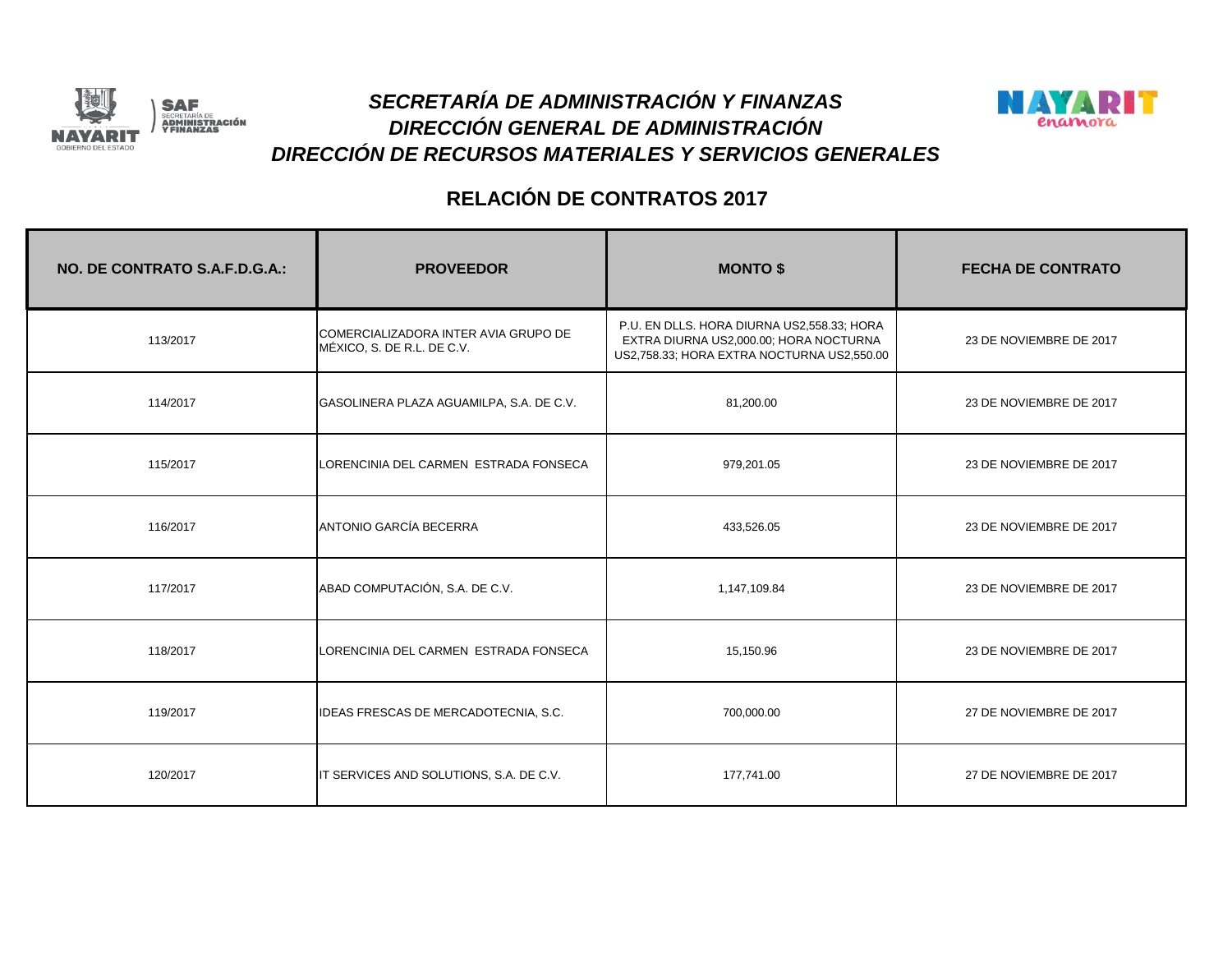# SECRETARÍA DE ADMINISTRACIÓN Y FINANZAS
# DIRECCIÓN GENERAL DE ADMINISTRACIÓN
# DIRECCIÓN DE RECURSOS MATERIALES Y SERVICIOS GENERALES

## RELACIÓN DE CONTRATOS 2017

| NO. DE CONTRATO S.A.F.D.G.A.: | PROVEEDOR | MONTO $ | FECHA DE CONTRATO |
|---|---|---|---|
| 113/2017 | COMERCIALIZADORA INTER AVIA GRUPO DE MÉXICO, S. DE R.L. DE C.V. | P.U. EN DLLS. HORA DIURNA US2,558.33; HORA EXTRA DIURNA US2,000.00; HORA NOCTURNA US2,758.33; HORA EXTRA NOCTURNA US2,550.00 | 23 DE NOVIEMBRE DE 2017 |
| 114/2017 | GASOLINERA PLAZA AGUAMILPA, S.A. DE C.V. | 81,200.00 | 23 DE NOVIEMBRE DE 2017 |
| 115/2017 | LORENCINIA DEL CARMEN ESTRADA FONSECA | 979,201.05 | 23 DE NOVIEMBRE DE 2017 |
| 116/2017 | ANTONIO GARCÍA BECERRA | 433,526.05 | 23 DE NOVIEMBRE DE 2017 |
| 117/2017 | ABAD COMPUTACIÓN, S.A. DE C.V. | 1,147,109.84 | 23 DE NOVIEMBRE DE 2017 |
| 118/2017 | LORENCINIA DEL CARMEN ESTRADA FONSECA | 15,150.96 | 23 DE NOVIEMBRE DE 2017 |
| 119/2017 | IDEAS FRESCAS DE MERCADOTECNIA, S.C. | 700,000.00 | 27 DE NOVIEMBRE DE 2017 |
| 120/2017 | IT SERVICES AND SOLUTIONS, S.A. DE C.V. | 177,741.00 | 27 DE NOVIEMBRE DE 2017 |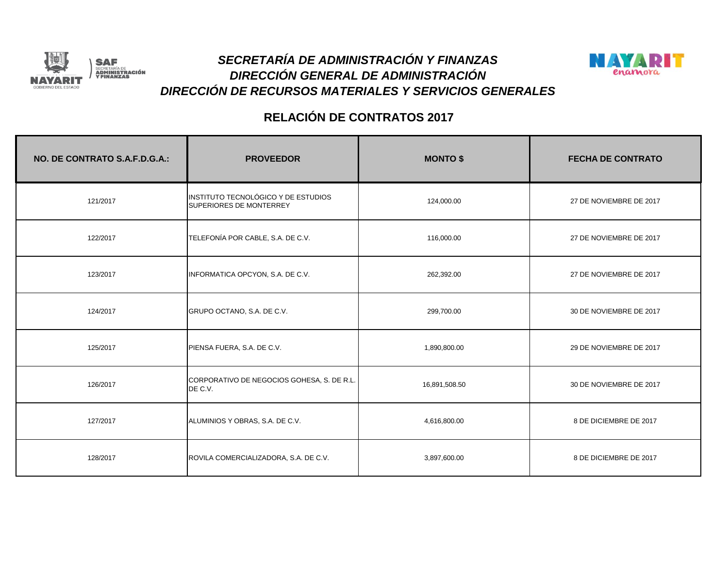# SECRETARÍA DE ADMINISTRACIÓN Y FINANZAS
# DIRECCIÓN GENERAL DE ADMINISTRACIÓN
# DIRECCIÓN DE RECURSOS MATERIALES Y SERVICIOS GENERALES

## RELACIÓN DE CONTRATOS 2017

| NO. DE CONTRATO S.A.F.D.G.A.: | PROVEEDOR | MONTO $ | FECHA DE CONTRATO |
|---|---|---|---|
| 121/2017 | INSTITUTO TECNOLÓGICO Y DE ESTUDIOS SUPERIORES DE MONTERREY | 124,000.00 | 27 DE NOVIEMBRE DE 2017 |
| 122/2017 | TELEFONÍA POR CABLE, S.A. DE C.V. | 116,000.00 | 27 DE NOVIEMBRE DE 2017 |
| 123/2017 | INFORMATICA OPCYON, S.A. DE C.V. | 262,392.00 | 27 DE NOVIEMBRE DE 2017 |
| 124/2017 | GRUPO OCTANO, S.A. DE C.V. | 299,700.00 | 30 DE NOVIEMBRE DE 2017 |
| 125/2017 | PIENSA FUERA, S.A. DE C.V. | 1,890,800.00 | 29 DE NOVIEMBRE DE 2017 |
| 126/2017 | CORPORATIVO DE NEGOCIOS GOHESA, S. DE R.L. DE C.V. | 16,891,508.50 | 30 DE NOVIEMBRE DE 2017 |
| 127/2017 | ALUMINIOS Y OBRAS, S.A. DE C.V. | 4,616,800.00 | 8 DE DICIEMBRE DE 2017 |
| 128/2017 | ROVILA COMERCIALIZADORA, S.A. DE C.V. | 3,897,600.00 | 8 DE DICIEMBRE DE 2017 |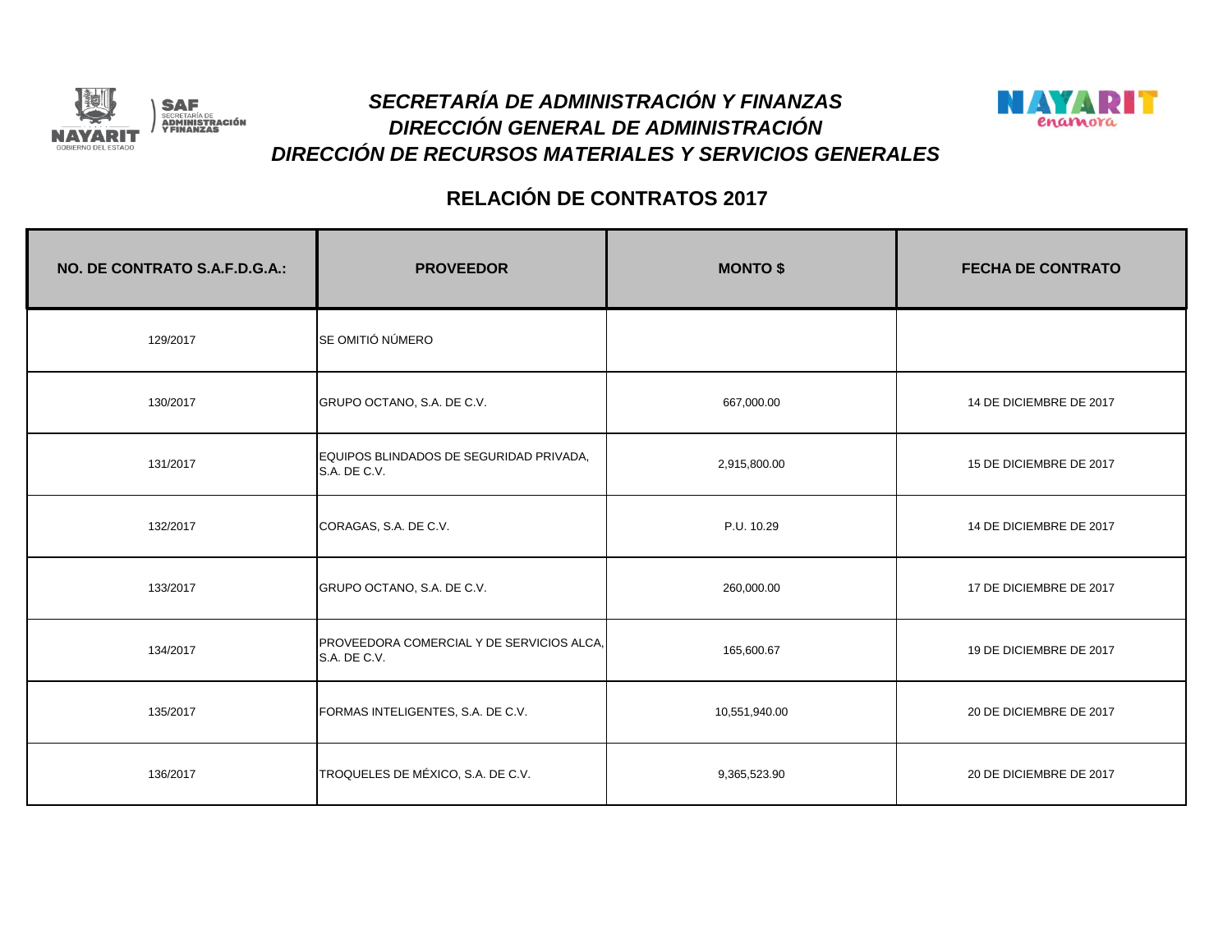# SECRETARÍA DE ADMINISTRACIÓN Y FINANZAS
## DIRECCIÓN GENERAL DE ADMINISTRACIÓN
## DIRECCIÓN DE RECURSOS MATERIALES Y SERVICIOS GENERALES

## RELACIÓN DE CONTRATOS 2017

| NO. DE CONTRATO S.A.F.D.G.A.: | PROVEEDOR | MONTO $ | FECHA DE CONTRATO |
|---|---|---|---|
| 129/2017 | SE OMITIÓ NÚMERO | | |
| 130/2017 | GRUPO OCTANO, S.A. DE C.V. | 667,000.00 | 14 DE DICIEMBRE DE 2017 |
| 131/2017 | EQUIPOS BLINDADOS DE SEGURIDAD PRIVADA, S.A. DE C.V. | 2,915,800.00 | 15 DE DICIEMBRE DE 2017 |
| 132/2017 | CORAGAS, S.A. DE C.V. | P.U. 10.29 | 14 DE DICIEMBRE DE 2017 |
| 133/2017 | GRUPO OCTANO, S.A. DE C.V. | 260,000.00 | 17 DE DICIEMBRE DE 2017 |
| 134/2017 | PROVEEDORA COMERCIAL Y DE SERVICIOS ALCA, S.A. DE C.V. | 165,600.67 | 19 DE DICIEMBRE DE 2017 |
| 135/2017 | FORMAS INTELIGENTES, S.A. DE C.V. | 10,551,940.00 | 20 DE DICIEMBRE DE 2017 |
| 136/2017 | TROQUELES DE MÉXICO, S.A. DE C.V. | 9,365,523.90 | 20 DE DICIEMBRE DE 2017 |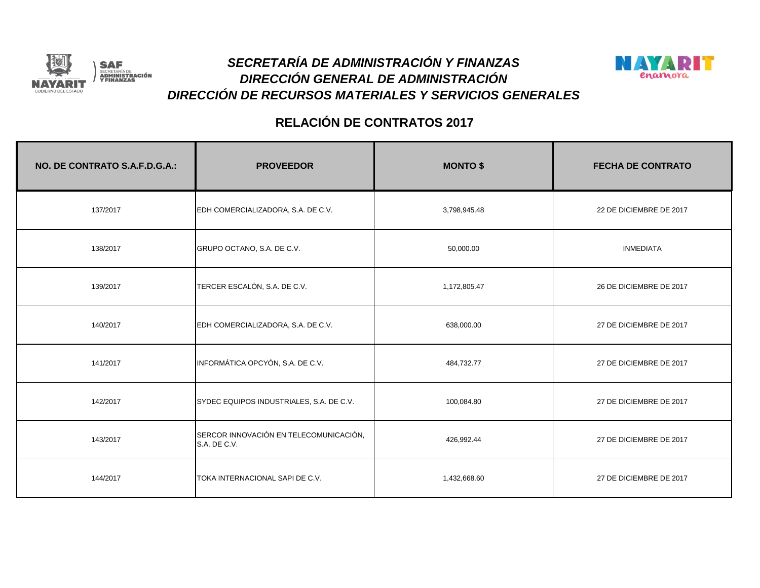# SECRETARÍA DE ADMINISTRACIÓN Y FINANZAS
# DIRECCIÓN GENERAL DE ADMINISTRACIÓN
# DIRECCIÓN DE RECURSOS MATERIALES Y SERVICIOS GENERALES

## RELACIÓN DE CONTRATOS 2017

| NO. DE CONTRATO S.A.F.D.G.A.: | PROVEEDOR | MONTO $ | FECHA DE CONTRATO |
|---|---|---|---|
| 137/2017 | EDH COMERCIALIZADORA, S.A. DE C.V. | 3,798,945.48 | 22 DE DICIEMBRE DE 2017 |
| 138/2017 | GRUPO OCTANO, S.A. DE C.V. | 50,000.00 | INMEDIATA |
| 139/2017 | TERCER ESCALÓN, S.A. DE C.V. | 1,172,805.47 | 26 DE DICIEMBRE DE 2017 |
| 140/2017 | EDH COMERCIALIZADORA, S.A. DE C.V. | 638,000.00 | 27 DE DICIEMBRE DE 2017 |
| 141/2017 | INFORMÁTICA OPCYÓN, S.A. DE C.V. | 484,732.77 | 27 DE DICIEMBRE DE 2017 |
| 142/2017 | SYDEC EQUIPOS INDUSTRIALES, S.A. DE C.V. | 100,084.80 | 27 DE DICIEMBRE DE 2017 |
| 143/2017 | SERCOR INNOVACIÓN EN TELECOMUNICACIÓN, S.A. DE C.V. | 426,992.44 | 27 DE DICIEMBRE DE 2017 |
| 144/2017 | TOKA INTERNACIONAL SAPI DE C.V. | 1,432,668.60 | 27 DE DICIEMBRE DE 2017 |